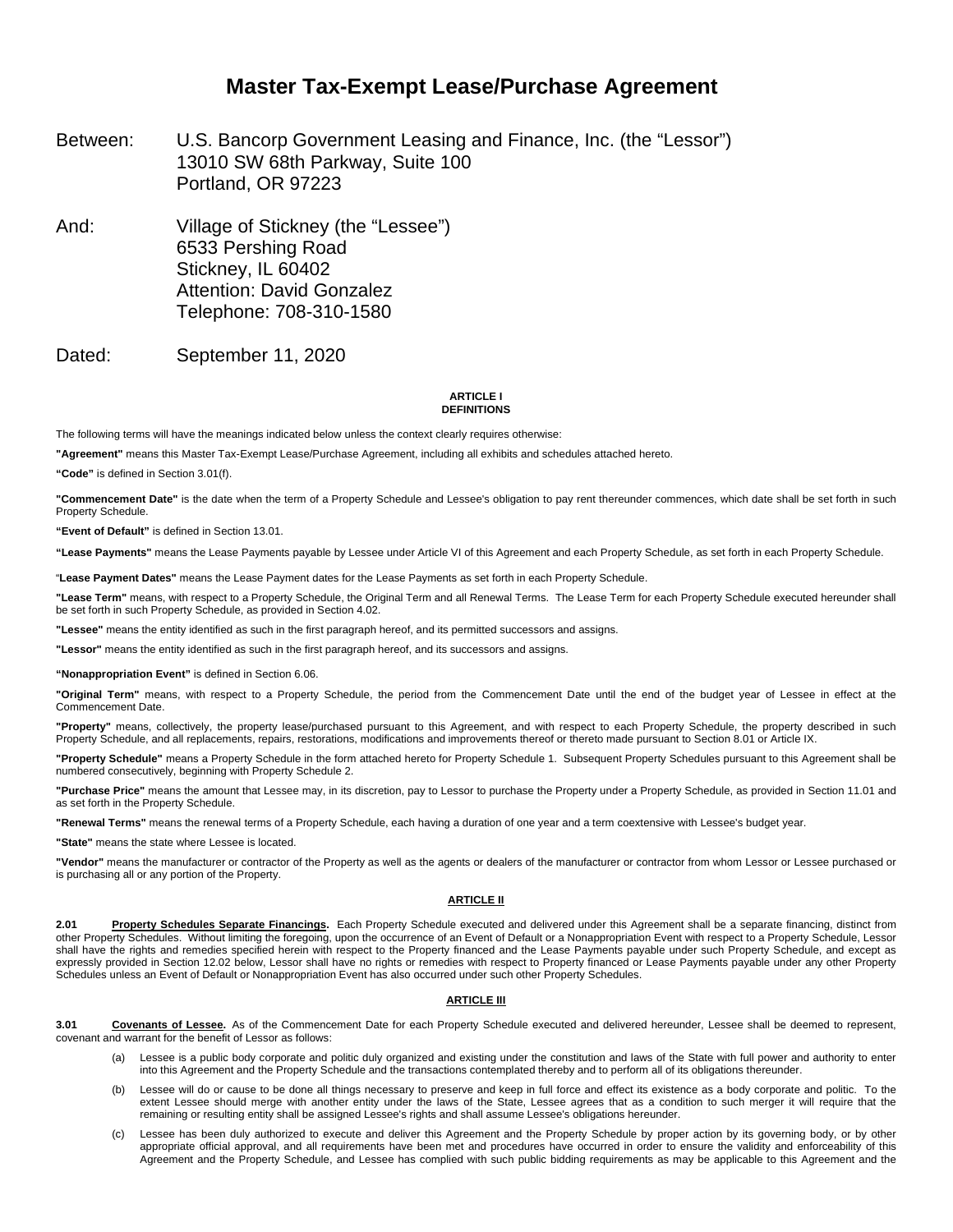# Master Tax-Exempt Lease/Purchase Agreement

Between: U.S. Bancorp Government Leasing and Finance, Inc. (the "Lessor")
13010 SW 68th Parkway, Suite 100
Portland, OR 97223

And: Village of Stickney (the "Lessee")
6533 Pershing Road
Stickney, IL 60402
Attention: David Gonzalez
Telephone: 708-310-1580

Dated: September 11, 2020

**ARTICLE I**
**DEFINITIONS**

The following terms will have the meanings indicated below unless the context clearly requires otherwise:

**"Agreement"** means this Master Tax-Exempt Lease/Purchase Agreement, including all exhibits and schedules attached hereto.

**"Code"** is defined in Section 3.01(f).

**"Commencement Date"** is the date when the term of a Property Schedule and Lessee's obligation to pay rent thereunder commences, which date shall be set forth in such Property Schedule.

**"Event of Default"** is defined in Section 13.01.

**"Lease Payments"** means the Lease Payments payable by Lessee under Article VI of this Agreement and each Property Schedule, as set forth in each Property Schedule.

**"Lease Payment Dates"** means the Lease Payment dates for the Lease Payments as set forth in each Property Schedule.

**"Lease Term"** means, with respect to a Property Schedule, the Original Term and all Renewal Terms. The Lease Term for each Property Schedule executed hereunder shall be set forth in such Property Schedule, as provided in Section 4.02.

**"Lessee"** means the entity identified as such in the first paragraph hereof, and its permitted successors and assigns.

**"Lessor"** means the entity identified as such in the first paragraph hereof, and its successors and assigns.

**"Nonappropriation Event"** is defined in Section 6.06.

**"Original Term"** means, with respect to a Property Schedule, the period from the Commencement Date until the end of the budget year of Lessee in effect at the Commencement Date.

**"Property"** means, collectively, the property lease/purchased pursuant to this Agreement, and with respect to each Property Schedule, the property described in such Property Schedule, and all replacements, repairs, restorations, modifications and improvements thereof or thereto made pursuant to Section 8.01 or Article IX.

**"Property Schedule"** means a Property Schedule in the form attached hereto for Property Schedule 1. Subsequent Property Schedules pursuant to this Agreement shall be numbered consecutively, beginning with Property Schedule 2.

**"Purchase Price"** means the amount that Lessee may, in its discretion, pay to Lessor to purchase the Property under a Property Schedule, as provided in Section 11.01 and as set forth in the Property Schedule.

**"Renewal Terms"** means the renewal terms of a Property Schedule, each having a duration of one year and a term coextensive with Lessee's budget year.

**"State"** means the state where Lessee is located.

**"Vendor"** means the manufacturer or contractor of the Property as well as the agents or dealers of the manufacturer or contractor from whom Lessor or Lessee purchased or is purchasing all or any portion of the Property.

**ARTICLE II**

**2.01 Property Schedules Separate Financings.** Each Property Schedule executed and delivered under this Agreement shall be a separate financing, distinct from other Property Schedules. Without limiting the foregoing, upon the occurrence of an Event of Default or a Nonappropriation Event with respect to a Property Schedule, Lessor shall have the rights and remedies specified herein with respect to the Property financed and the Lease Payments payable under such Property Schedule, and except as expressly provided in Section 12.02 below, Lessor shall have no rights or remedies with respect to Property financed or Lease Payments payable under any other Property Schedules unless an Event of Default or Nonappropriation Event has also occurred under such other Property Schedules.

**ARTICLE III**

**3.01 Covenants of Lessee.** As of the Commencement Date for each Property Schedule executed and delivered hereunder, Lessee shall be deemed to represent, covenant and warrant for the benefit of Lessor as follows:

(a) Lessee is a public body corporate and politic duly organized and existing under the constitution and laws of the State with full power and authority to enter into this Agreement and the Property Schedule and the transactions contemplated thereby and to perform all of its obligations thereunder.

(b) Lessee will do or cause to be done all things necessary to preserve and keep in full force and effect its existence as a body corporate and politic. To the extent Lessee should merge with another entity under the laws of the State, Lessee agrees that as a condition to such merger it will require that the remaining or resulting entity shall be assigned Lessee's rights and shall assume Lessee's obligations hereunder.

(c) Lessee has been duly authorized to execute and deliver this Agreement and the Property Schedule by proper action by its governing body, or by other appropriate official approval, and all requirements have been met and procedures have occurred in order to ensure the validity and enforceability of this Agreement and the Property Schedule, and Lessee has complied with such public bidding requirements as may be applicable to this Agreement and the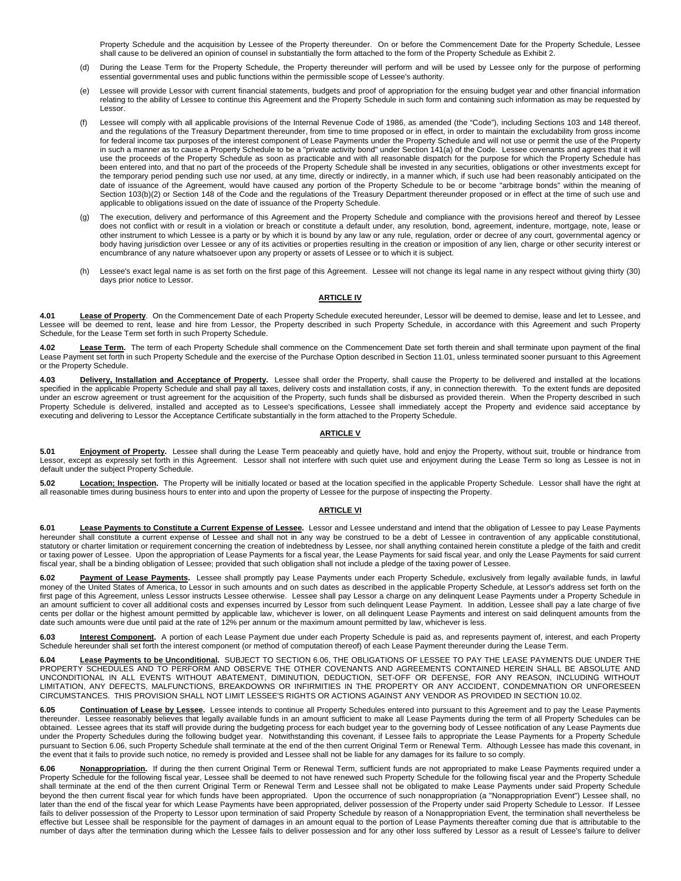Property Schedule and the acquisition by Lessee of the Property thereunder. On or before the Commencement Date for the Property Schedule, Lessee shall cause to be delivered an opinion of counsel in substantially the form attached to the form of the Property Schedule as Exhibit 2.

(d) During the Lease Term for the Property Schedule, the Property thereunder will perform and will be used by Lessee only for the purpose of performing essential governmental uses and public functions within the permissible scope of Lessee's authority.

(e) Lessee will provide Lessor with current financial statements, budgets and proof of appropriation for the ensuing budget year and other financial information relating to the ability of Lessee to continue this Agreement and the Property Schedule in such form and containing such information as may be requested by Lessor.

(f) Lessee will comply with all applicable provisions of the Internal Revenue Code of 1986, as amended (the "Code"), including Sections 103 and 148 thereof, and the regulations of the Treasury Department thereunder, from time to time proposed or in effect, in order to maintain the excludability from gross income for federal income tax purposes of the interest component of Lease Payments under the Property Schedule and will not use or permit the use of the Property in such a manner as to cause a Property Schedule to be a "private activity bond" under Section 141(a) of the Code. Lessee covenants and agrees that it will use the proceeds of the Property Schedule as soon as practicable and with all reasonable dispatch for the purpose for which the Property Schedule has been entered into, and that no part of the proceeds of the Property Schedule shall be invested in any securities, obligations or other investments except for the temporary period pending such use nor used, at any time, directly or indirectly, in a manner which, if such use had been reasonably anticipated on the date of issuance of the Agreement, would have caused any portion of the Property Schedule to be or become "arbitrage bonds" within the meaning of Section 103(b)(2) or Section 148 of the Code and the regulations of the Treasury Department thereunder proposed or in effect at the time of such use and applicable to obligations issued on the date of issuance of the Property Schedule.

(g) The execution, delivery and performance of this Agreement and the Property Schedule and compliance with the provisions hereof and thereof by Lessee does not conflict with or result in a violation or breach or constitute a default under, any resolution, bond, agreement, indenture, mortgage, note, lease or other instrument to which Lessee is a party or by which it is bound by any law or any rule, regulation, order or decree of any court, governmental agency or body having jurisdiction over Lessee or any of its activities or properties resulting in the creation or imposition of any lien, charge or other security interest or encumbrance of any nature whatsoever upon any property or assets of Lessee or to which it is subject.

(h) Lessee's exact legal name is as set forth on the first page of this Agreement. Lessee will not change its legal name in any respect without giving thirty (30) days prior notice to Lessor.

## ARTICLE IV

**4.01 Lease of Property.** On the Commencement Date of each Property Schedule executed hereunder, Lessor will be deemed to demise, lease and let to Lessee, and Lessee will be deemed to rent, lease and hire from Lessor, the Property described in such Property Schedule, in accordance with this Agreement and such Property Schedule, for the Lease Term set forth in such Property Schedule.

**4.02 Lease Term.** The term of each Property Schedule shall commence on the Commencement Date set forth therein and shall terminate upon payment of the final Lease Payment set forth in such Property Schedule and the exercise of the Purchase Option described in Section 11.01, unless terminated sooner pursuant to this Agreement or the Property Schedule.

**4.03 Delivery, Installation and Acceptance of Property.** Lessee shall order the Property, shall cause the Property to be delivered and installed at the locations specified in the applicable Property Schedule and shall pay all taxes, delivery costs and installation costs, if any, in connection therewith. To the extent funds are deposited under an escrow agreement or trust agreement for the acquisition of the Property, such funds shall be disbursed as provided therein. When the Property described in such Property Schedule is delivered, installed and accepted as to Lessee's specifications, Lessee shall immediately accept the Property and evidence said acceptance by executing and delivering to Lessor the Acceptance Certificate substantially in the form attached to the Property Schedule.

## ARTICLE V

**5.01 Enjoyment of Property.** Lessee shall during the Lease Term peaceably and quietly have, hold and enjoy the Property, without suit, trouble or hindrance from Lessor, except as expressly set forth in this Agreement. Lessor shall not interfere with such quiet use and enjoyment during the Lease Term so long as Lessee is not in default under the subject Property Schedule.

**5.02 Location; Inspection.** The Property will be initially located or based at the location specified in the applicable Property Schedule. Lessor shall have the right at all reasonable times during business hours to enter into and upon the property of Lessee for the purpose of inspecting the Property.

## ARTICLE VI

**6.01 Lease Payments to Constitute a Current Expense of Lessee.** Lessor and Lessee understand and intend that the obligation of Lessee to pay Lease Payments hereunder shall constitute a current expense of Lessee and shall not in any way be construed to be a debt of Lessee in contravention of any applicable constitutional, statutory or charter limitation or requirement concerning the creation of indebtedness by Lessee, nor shall anything contained herein constitute a pledge of the faith and credit or taxing power of Lessee. Upon the appropriation of Lease Payments for a fiscal year, the Lease Payments for said fiscal year, and only the Lease Payments for said current fiscal year, shall be a binding obligation of Lessee; provided that such obligation shall not include a pledge of the taxing power of Lessee.

**6.02 Payment of Lease Payments.** Lessee shall promptly pay Lease Payments under each Property Schedule, exclusively from legally available funds, in lawful money of the United States of America, to Lessor in such amounts and on such dates as described in the applicable Property Schedule, at Lessor's address set forth on the first page of this Agreement, unless Lessor instructs Lessee otherwise. Lessee shall pay Lessor a charge on any delinquent Lease Payments under a Property Schedule in an amount sufficient to cover all additional costs and expenses incurred by Lessor from such delinquent Lease Payment. In addition, Lessee shall pay a late charge of five cents per dollar or the highest amount permitted by applicable law, whichever is lower, on all delinquent Lease Payments and interest on said delinquent amounts from the date such amounts were due until paid at the rate of 12% per annum or the maximum amount permitted by law, whichever is less.

**6.03 Interest Component.** A portion of each Lease Payment due under each Property Schedule is paid as, and represents payment of, interest, and each Property Schedule hereunder shall set forth the interest component (or method of computation thereof) of each Lease Payment thereunder during the Lease Term.

**6.04 Lease Payments to be Unconditional.** SUBJECT TO SECTION 6.06, THE OBLIGATIONS OF LESSEE TO PAY THE LEASE PAYMENTS DUE UNDER THE PROPERTY SCHEDULES AND TO PERFORM AND OBSERVE THE OTHER COVENANTS AND AGREEMENTS CONTAINED HEREIN SHALL BE ABSOLUTE AND UNCONDITIONAL IN ALL EVENTS WITHOUT ABATEMENT, DIMINUTION, DEDUCTION, SET-OFF OR DEFENSE, FOR ANY REASON, INCLUDING WITHOUT LIMITATION, ANY DEFECTS, MALFUNCTIONS, BREAKDOWNS OR INFIRMITIES IN THE PROPERTY OR ANY ACCIDENT, CONDEMNATION OR UNFORESEEN CIRCUMSTANCES. THIS PROVISION SHALL NOT LIMIT LESSEE'S RIGHTS OR ACTIONS AGAINST ANY VENDOR AS PROVIDED IN SECTION 10.02.

**6.05 Continuation of Lease by Lessee.** Lessee intends to continue all Property Schedules entered into pursuant to this Agreement and to pay the Lease Payments thereunder. Lessee reasonably believes that legally available funds in an amount sufficient to make all Lease Payments during the term of all Property Schedules can be obtained. Lessee agrees that its staff will provide during the budgeting process for each budget year to the governing body of Lessee notification of any Lease Payments due under the Property Schedules during the following budget year. Notwithstanding this covenant, if Lessee fails to appropriate the Lease Payments for a Property Schedule pursuant to Section 6.06, such Property Schedule shall terminate at the end of the then current Original Term or Renewal Term. Although Lessee has made this covenant, in the event that it fails to provide such notice, no remedy is provided and Lessee shall not be liable for any damages for its failure to so comply.

**6.06 Nonappropriation.** If during the then current Original Term or Renewal Term, sufficient funds are not appropriated to make Lease Payments required under a Property Schedule for the following fiscal year, Lessee shall be deemed to not have renewed such Property Schedule for the following fiscal year and the Property Schedule shall terminate at the end of the then current Original Term or Renewal Term and Lessee shall not be obligated to make Lease Payments under said Property Schedule beyond the then current fiscal year for which funds have been appropriated. Upon the occurrence of such nonappropriation (a "Nonappropriation Event") Lessee shall, no later than the end of the fiscal year for which Lease Payments have been appropriated, deliver possession of the Property under said Property Schedule to Lessor. If Lessee fails to deliver possession of the Property to Lessor upon termination of said Property Schedule by reason of a Nonappropriation Event, the termination shall nevertheless be effective but Lessee shall be responsible for the payment of damages in an amount equal to the portion of Lease Payments thereafter coming due that is attributable to the number of days after the termination during which the Lessee fails to deliver possession and for any other loss suffered by Lessor as a result of Lessee's failure to deliver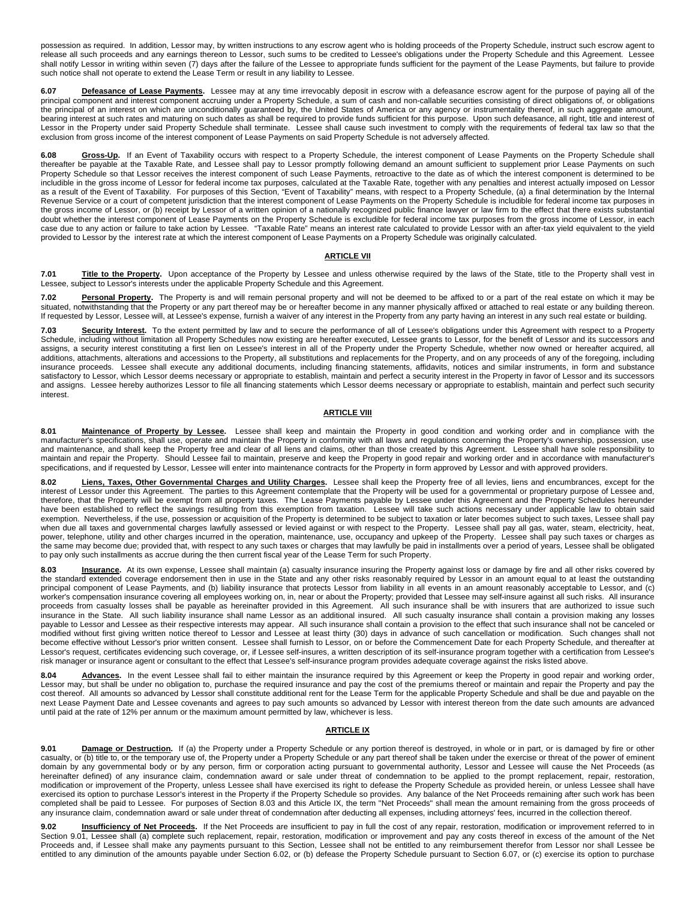possession as required. In addition, Lessor may, by written instructions to any escrow agent who is holding proceeds of the Property Schedule, instruct such escrow agent to release all such proceeds and any earnings thereon to Lessor, such sums to be credited to Lessee's obligations under the Property Schedule and this Agreement. Lessee shall notify Lessor in writing within seven (7) days after the failure of the Lessee to appropriate funds sufficient for the payment of the Lease Payments, but failure to provide such notice shall not operate to extend the Lease Term or result in any liability to Lessee.

**6.07 Defeasance of Lease Payments.** Lessee may at any time irrevocably deposit in escrow with a defeasance escrow agent for the purpose of paying all of the principal component and interest component accruing under a Property Schedule, a sum of cash and non-callable securities consisting of direct obligations of, or obligations the principal of an interest on which are unconditionally guaranteed by, the United States of America or any agency or instrumentality thereof, in such aggregate amount, bearing interest at such rates and maturing on such dates as shall be required to provide funds sufficient for this purpose. Upon such defeasance, all right, title and interest of Lessor in the Property under said Property Schedule shall terminate. Lessee shall cause such investment to comply with the requirements of federal tax law so that the exclusion from gross income of the interest component of Lease Payments on said Property Schedule is not adversely affected.

**6.08 Gross-Up.** If an Event of Taxability occurs with respect to a Property Schedule, the interest component of Lease Payments on the Property Schedule shall thereafter be payable at the Taxable Rate, and Lessee shall pay to Lessor promptly following demand an amount sufficient to supplement prior Lease Payments on such Property Schedule so that Lessor receives the interest component of such Lease Payments, retroactive to the date as of which the interest component is determined to be includible in the gross income of Lessor for federal income tax purposes, calculated at the Taxable Rate, together with any penalties and interest actually imposed on Lessor as a result of the Event of Taxability. For purposes of this Section, "Event of Taxability" means, with respect to a Property Schedule, (a) a final determination by the Internal Revenue Service or a court of competent jurisdiction that the interest component of Lease Payments on the Property Schedule is includible for federal income tax purposes in the gross income of Lessor, or (b) receipt by Lessor of a written opinion of a nationally recognized public finance lawyer or law firm to the effect that there exists substantial doubt whether the interest component of Lease Payments on the Property Schedule is excludible for federal income tax purposes from the gross income of Lessor, in each case due to any action or failure to take action by Lessee. "Taxable Rate" means an interest rate calculated to provide Lessor with an after-tax yield equivalent to the yield provided to Lessor by the interest rate at which the interest component of Lease Payments on a Property Schedule was originally calculated.

## ARTICLE VII

**7.01 Title to the Property.** Upon acceptance of the Property by Lessee and unless otherwise required by the laws of the State, title to the Property shall vest in Lessee, subject to Lessor's interests under the applicable Property Schedule and this Agreement.

**7.02 Personal Property.** The Property is and will remain personal property and will not be deemed to be affixed to or a part of the real estate on which it may be situated, notwithstanding that the Property or any part thereof may be or hereafter become in any manner physically affixed or attached to real estate or any building thereon. If requested by Lessor, Lessee will, at Lessee's expense, furnish a waiver of any interest in the Property from any party having an interest in any such real estate or building.

**7.03 Security Interest.** To the extent permitted by law and to secure the performance of all of Lessee's obligations under this Agreement with respect to a Property Schedule, including without limitation all Property Schedules now existing are hereafter executed, Lessee grants to Lessor, for the benefit of Lessor and its successors and assigns, a security interest constituting a first lien on Lessee's interest in all of the Property under the Property Schedule, whether now owned or hereafter acquired, all additions, attachments, alterations and accessions to the Property, all substitutions and replacements for the Property, and on any proceeds of any of the foregoing, including insurance proceeds. Lessee shall execute any additional documents, including financing statements, affidavits, notices and similar instruments, in form and substance satisfactory to Lessor, which Lessor deems necessary or appropriate to establish, maintain and perfect a security interest in the Property in favor of Lessor and its successors and assigns. Lessee hereby authorizes Lessor to file all financing statements which Lessor deems necessary or appropriate to establish, maintain and perfect such security interest.

## ARTICLE VIII

**8.01 Maintenance of Property by Lessee.** Lessee shall keep and maintain the Property in good condition and working order and in compliance with the manufacturer's specifications, shall use, operate and maintain the Property in conformity with all laws and regulations concerning the Property's ownership, possession, use and maintenance, and shall keep the Property free and clear of all liens and claims, other than those created by this Agreement. Lessee shall have sole responsibility to maintain and repair the Property. Should Lessee fail to maintain, preserve and keep the Property in good repair and working order and in accordance with manufacturer's specifications, and if requested by Lessor, Lessee will enter into maintenance contracts for the Property in form approved by Lessor and with approved providers.

**8.02 Liens, Taxes, Other Governmental Charges and Utility Charges.** Lessee shall keep the Property free of all levies, liens and encumbrances, except for the interest of Lessor under this Agreement. The parties to this Agreement contemplate that the Property will be used for a governmental or proprietary purpose of Lessee and, therefore, that the Property will be exempt from all property taxes. The Lease Payments payable by Lessee under this Agreement and the Property Schedules hereunder have been established to reflect the savings resulting from this exemption from taxation. Lessee will take such actions necessary under applicable law to obtain said exemption. Nevertheless, if the use, possession or acquisition of the Property is determined to be subject to taxation or later becomes subject to such taxes, Lessee shall pay when due all taxes and governmental charges lawfully assessed or levied against or with respect to the Property. Lessee shall pay all gas, water, steam, electricity, heat, power, telephone, utility and other charges incurred in the operation, maintenance, use, occupancy and upkeep of the Property. Lessee shall pay such taxes or charges as the same may become due; provided that, with respect to any such taxes or charges that may lawfully be paid in installments over a period of years, Lessee shall be obligated to pay only such installments as accrue during the then current fiscal year of the Lease Term for such Property.

**8.03 Insurance.** At its own expense, Lessee shall maintain (a) casualty insurance insuring the Property against loss or damage by fire and all other risks covered by the standard extended coverage endorsement then in use in the State and any other risks reasonably required by Lessor in an amount equal to at least the outstanding principal component of Lease Payments, and (b) liability insurance that protects Lessor from liability in all events in an amount reasonably acceptable to Lessor, and (c) worker's compensation insurance covering all employees working on, in, near or about the Property; provided that Lessee may self-insure against all such risks. All insurance proceeds from casualty losses shall be payable as hereinafter provided in this Agreement. All such insurance shall be with insurers that are authorized to issue such insurance in the State. All such liability insurance shall name Lessor as an additional insured. All such casualty insurance shall contain a provision making any losses payable to Lessor and Lessee as their respective interests may appear. All such insurance shall contain a provision to the effect that such insurance shall not be canceled or modified without first giving written notice thereof to Lessor and Lessee at least thirty (30) days in advance of such cancellation or modification. Such changes shall not become effective without Lessor's prior written consent. Lessee shall furnish to Lessor, on or before the Commencement Date for each Property Schedule, and thereafter at Lessor's request, certificates evidencing such coverage, or, if Lessee self-insures, a written description of its self-insurance program together with a certification from Lessee's risk manager or insurance agent or consultant to the effect that Lessee's self-insurance program provides adequate coverage against the risks listed above.

**8.04 Advances.** In the event Lessee shall fail to either maintain the insurance required by this Agreement or keep the Property in good repair and working order, Lessor may, but shall be under no obligation to, purchase the required insurance and pay the cost of the premiums thereof or maintain and repair the Property and pay the cost thereof. All amounts so advanced by Lessor shall constitute additional rent for the Lease Term for the applicable Property Schedule and shall be due and payable on the next Lease Payment Date and Lessee covenants and agrees to pay such amounts so advanced by Lessor with interest thereon from the date such amounts are advanced until paid at the rate of 12% per annum or the maximum amount permitted by law, whichever is less.

## ARTICLE IX

**9.01 Damage or Destruction.** If (a) the Property under a Property Schedule or any portion thereof is destroyed, in whole or in part, or is damaged by fire or other casualty, or (b) title to, or the temporary use of, the Property under a Property Schedule or any part thereof shall be taken under the exercise or threat of the power of eminent domain by any governmental body or by any person, firm or corporation acting pursuant to governmental authority, Lessor and Lessee will cause the Net Proceeds (as hereinafter defined) of any insurance claim, condemnation award or sale under threat of condemnation to be applied to the prompt replacement, repair, restoration, modification or improvement of the Property, unless Lessee shall have exercised its right to defease the Property Schedule as provided herein, or unless Lessee shall have exercised its option to purchase Lessor's interest in the Property if the Property Schedule so provides. Any balance of the Net Proceeds remaining after such work has been completed shall be paid to Lessee. For purposes of Section 8.03 and this Article IX, the term "Net Proceeds" shall mean the amount remaining from the gross proceeds of any insurance claim, condemnation award or sale under threat of condemnation after deducting all expenses, including attorneys' fees, incurred in the collection thereof.

**9.02 Insufficiency of Net Proceeds.** If the Net Proceeds are insufficient to pay in full the cost of any repair, restoration, modification or improvement referred to in Section 9.01, Lessee shall (a) complete such replacement, repair, restoration, modification or improvement and pay any costs thereof in excess of the amount of the Net Proceeds and, if Lessee shall make any payments pursuant to this Section, Lessee shall not be entitled to any reimbursement therefor from Lessor nor shall Lessee be entitled to any diminution of the amounts payable under Section 6.02, or (b) defease the Property Schedule pursuant to Section 6.07, or (c) exercise its option to purchase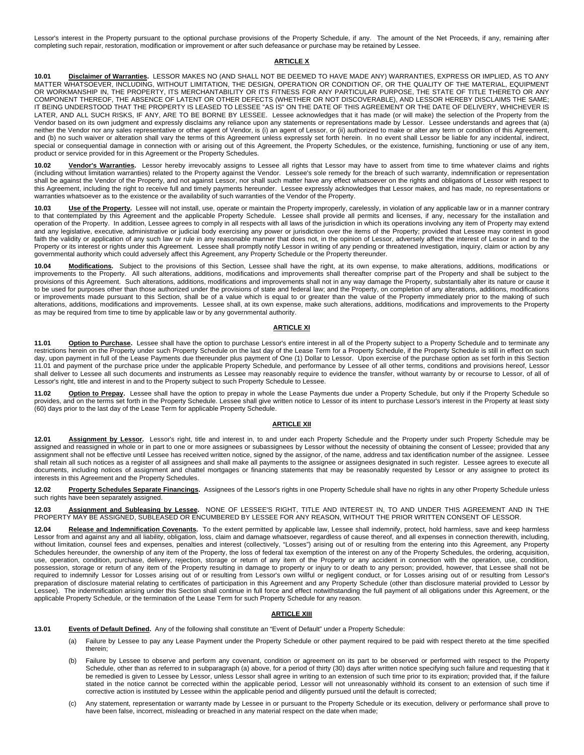Lessor's interest in the Property pursuant to the optional purchase provisions of the Property Schedule, if any. The amount of the Net Proceeds, if any, remaining after completing such repair, restoration, modification or improvement or after such defeasance or purchase may be retained by Lessee.

## ARTICLE X

**10.01 Disclaimer of Warranties.** LESSOR MAKES NO (AND SHALL NOT BE DEEMED TO HAVE MADE ANY) WARRANTIES, EXPRESS OR IMPLIED, AS TO ANY MATTER WHATSOEVER, INCLUDING, WITHOUT LIMITATION, THE DESIGN, OPERATION OR CONDITION OF, OR THE QUALITY OF THE MATERIAL, EQUIPMENT OR WORKMANSHIP IN, THE PROPERTY, ITS MERCHANTABILITY OR ITS FITNESS FOR ANY PARTICULAR PURPOSE, THE STATE OF TITLE THERETO OR ANY COMPONENT THEREOF, THE ABSENCE OF LATENT OR OTHER DEFECTS (WHETHER OR NOT DISCOVERABLE), AND LESSOR HEREBY DISCLAIMS THE SAME; IT BEING UNDERSTOOD THAT THE PROPERTY IS LEASED TO LESSEE "AS IS" ON THE DATE OF THIS AGREEMENT OR THE DATE OF DELIVERY, WHICHEVER IS LATER, AND ALL SUCH RISKS, IF ANY, ARE TO BE BORNE BY LESSEE. Lessee acknowledges that it has made (or will make) the selection of the Property from the Vendor based on its own judgment and expressly disclaims any reliance upon any statements or representations made by Lessor. Lessee understands and agrees that (a) neither the Vendor nor any sales representative or other agent of Vendor, is (i) an agent of Lessor, or (ii) authorized to make or alter any term or condition of this Agreement, and (b) no such waiver or alteration shall vary the terms of this Agreement unless expressly set forth herein. In no event shall Lessor be liable for any incidental, indirect, special or consequential damage in connection with or arising out of this Agreement, the Property Schedules, or the existence, furnishing, functioning or use of any item, product or service provided for in this Agreement or the Property Schedules.

**10.02 Vendor's Warranties.** Lessor hereby irrevocably assigns to Lessee all rights that Lessor may have to assert from time to time whatever claims and rights (including without limitation warranties) related to the Property against the Vendor. Lessee's sole remedy for the breach of such warranty, indemnification or representation shall be against the Vendor of the Property, and not against Lessor, nor shall such matter have any effect whatsoever on the rights and obligations of Lessor with respect to this Agreement, including the right to receive full and timely payments hereunder. Lessee expressly acknowledges that Lessor makes, and has made, no representations or warranties whatsoever as to the existence or the availability of such warranties of the Vendor of the Property.

**10.03 Use of the Property.** Lessee will not install, use, operate or maintain the Property improperly, carelessly, in violation of any applicable law or in a manner contrary to that contemplated by this Agreement and the applicable Property Schedule. Lessee shall provide all permits and licenses, if any, necessary for the installation and operation of the Property. In addition, Lessee agrees to comply in all respects with all laws of the jurisdiction in which its operations involving any item of Property may extend and any legislative, executive, administrative or judicial body exercising any power or jurisdiction over the items of the Property; provided that Lessee may contest in good faith the validity or application of any such law or rule in any reasonable manner that does not, in the opinion of Lessor, adversely affect the interest of Lessor in and to the Property or its interest or rights under this Agreement. Lessee shall promptly notify Lessor in writing of any pending or threatened investigation, inquiry, claim or action by any governmental authority which could adversely affect this Agreement, any Property Schedule or the Property thereunder.

**10.04 Modifications.** Subject to the provisions of this Section, Lessee shall have the right, at its own expense, to make alterations, additions, modifications or improvements to the Property. All such alterations, additions, modifications and improvements shall thereafter comprise part of the Property and shall be subject to the provisions of this Agreement. Such alterations, additions, modifications and improvements shall not in any way damage the Property, substantially alter its nature or cause it to be used for purposes other than those authorized under the provisions of state and federal law; and the Property, on completion of any alterations, additions, modifications or improvements made pursuant to this Section, shall be of a value which is equal to or greater than the value of the Property immediately prior to the making of such alterations, additions, modifications and improvements. Lessee shall, at its own expense, make such alterations, additions, modifications and improvements to the Property as may be required from time to time by applicable law or by any governmental authority.

## ARTICLE XI

**11.01 Option to Purchase.** Lessee shall have the option to purchase Lessor's entire interest in all of the Property subject to a Property Schedule and to terminate any restrictions herein on the Property under such Property Schedule on the last day of the Lease Term for a Property Schedule, if the Property Schedule is still in effect on such day, upon payment in full of the Lease Payments due thereunder plus payment of One (1) Dollar to Lessor. Upon exercise of the purchase option as set forth in this Section 11.01 and payment of the purchase price under the applicable Property Schedule, and performance by Lessee of all other terms, conditions and provisions hereof, Lessor shall deliver to Lessee all such documents and instruments as Lessee may reasonably require to evidence the transfer, without warranty by or recourse to Lessor, of all of Lessor's right, title and interest in and to the Property subject to such Property Schedule to Lessee.

**11.02 Option to Prepay.** Lessee shall have the option to prepay in whole the Lease Payments due under a Property Schedule, but only if the Property Schedule so provides, and on the terms set forth in the Property Schedule. Lessee shall give written notice to Lessor of its intent to purchase Lessor's interest in the Property at least sixty (60) days prior to the last day of the Lease Term for applicable Property Schedule.

## ARTICLE XII

**12.01 Assignment by Lessor.** Lessor's right, title and interest in, to and under each Property Schedule and the Property under such Property Schedule may be assigned and reassigned in whole or in part to one or more assignees or subassignees by Lessor without the necessity of obtaining the consent of Lessee; provided that any assignment shall not be effective until Lessee has received written notice, signed by the assignor, of the name, address and tax identification number of the assignee. Lessee shall retain all such notices as a register of all assignees and shall make all payments to the assignee or assignees designated in such register. Lessee agrees to execute all documents, including notices of assignment and chattel mortgages or financing statements that may be reasonably requested by Lessor or any assignee to protect its interests in this Agreement and the Property Schedules.

**12.02 Property Schedules Separate Financings.** Assignees of the Lessor's rights in one Property Schedule shall have no rights in any other Property Schedule unless such rights have been separately assigned.

**12.03 Assignment and Subleasing by Lessee.** NONE OF LESSEE'S RIGHT, TITLE AND INTEREST IN, TO AND UNDER THIS AGREEMENT AND IN THE PROPERTY MAY BE ASSIGNED, SUBLEASED OR ENCUMBERED BY LESSEE FOR ANY REASON, WITHOUT THE PRIOR WRITTEN CONSENT OF LESSOR.

**12.04 Release and Indemnification Covenants.** To the extent permitted by applicable law, Lessee shall indemnify, protect, hold harmless, save and keep harmless Lessor from and against any and all liability, obligation, loss, claim and damage whatsoever, regardless of cause thereof, and all expenses in connection therewith, including, without limitation, counsel fees and expenses, penalties and interest (collectively, "Losses") arising out of or resulting from the entering into this Agreement, any Property Schedules hereunder, the ownership of any item of the Property, the loss of federal tax exemption of the interest on any of the Property Schedules, the ordering, acquisition, use, operation, condition, purchase, delivery, rejection, storage or return of any item of the Property or any accident in connection with the operation, use, condition, possession, storage or return of any item of the Property resulting in damage to property or injury to or death to any person; provided, however, that Lessee shall not be required to indemnify Lessor for Losses arising out of or resulting from Lessor's own willful or negligent conduct, or for Losses arising out of or resulting from Lessor's preparation of disclosure material relating to certificates of participation in this Agreement and any Property Schedule (other than disclosure material provided to Lessor by Lessee). The indemnification arising under this Section shall continue in full force and effect notwithstanding the full payment of all obligations under this Agreement, or the applicable Property Schedule, or the termination of the Lease Term for such Property Schedule for any reason.

## ARTICLE XIII

**13.01 Events of Default Defined.** Any of the following shall constitute an "Event of Default" under a Property Schedule:

(a) Failure by Lessee to pay any Lease Payment under the Property Schedule or other payment required to be paid with respect thereto at the time specified therein;

(b) Failure by Lessee to observe and perform any covenant, condition or agreement on its part to be observed or performed with respect to the Property Schedule, other than as referred to in subparagraph (a) above, for a period of thirty (30) days after written notice specifying such failure and requesting that it be remedied is given to Lessee by Lessor, unless Lessor shall agree in writing to an extension of such time prior to its expiration; provided that, if the failure stated in the notice cannot be corrected within the applicable period, Lessor will not unreasonably withhold its consent to an extension of such time if corrective action is instituted by Lessee within the applicable period and diligently pursued until the default is corrected;

(c) Any statement, representation or warranty made by Lessee in or pursuant to the Property Schedule or its execution, delivery or performance shall prove to have been false, incorrect, misleading or breached in any material respect on the date when made;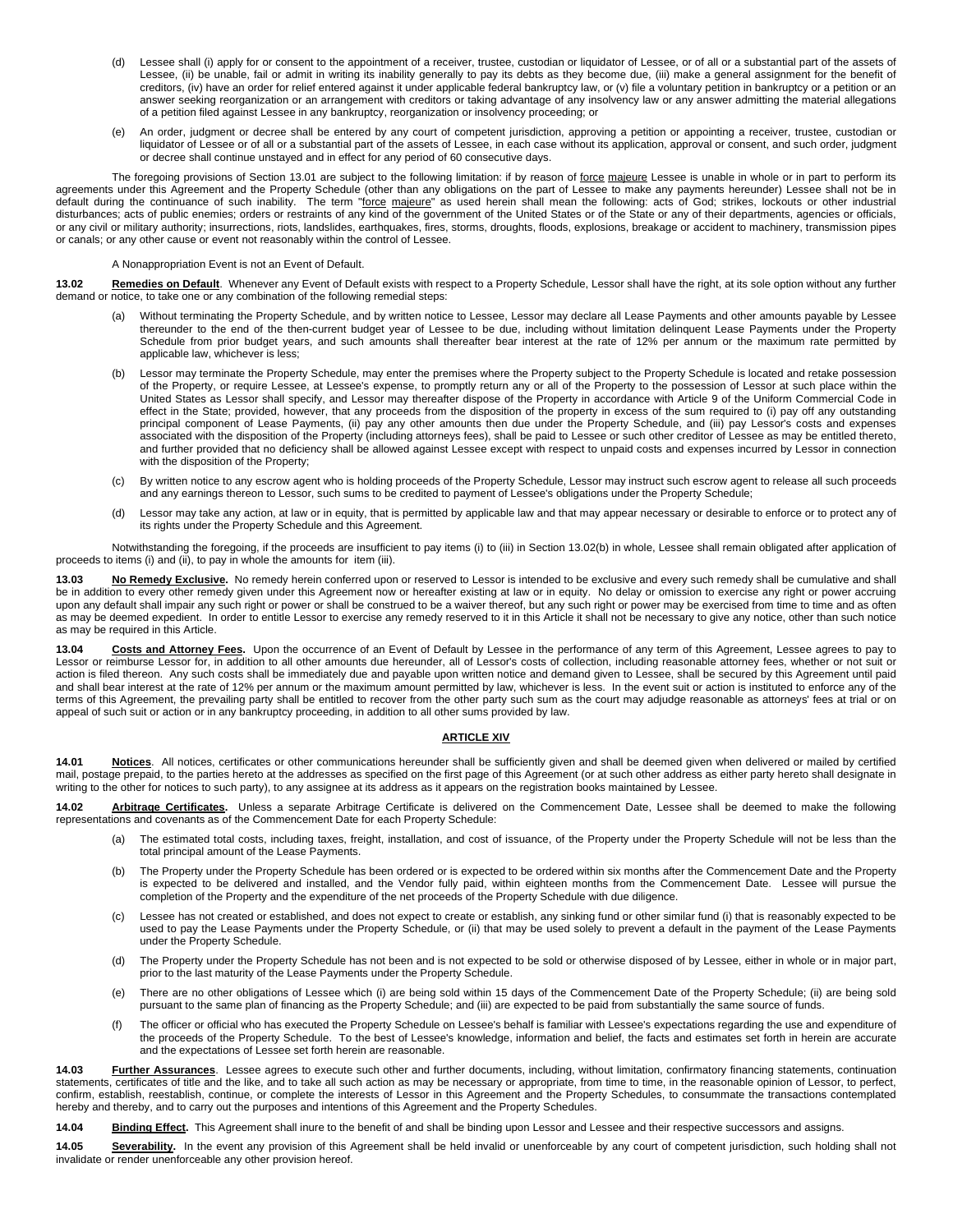(d) Lessee shall (i) apply for or consent to the appointment of a receiver, trustee, custodian or liquidator of Lessee, or of all or a substantial part of the assets of Lessee, (ii) be unable, fail or admit in writing its inability generally to pay its debts as they become due, (iii) make a general assignment for the benefit of creditors, (iv) have an order for relief entered against it under applicable federal bankruptcy law, or (v) file a voluntary petition in bankruptcy or a petition or an answer seeking reorganization or an arrangement with creditors or taking advantage of any insolvency law or any answer admitting the material allegations of a petition filed against Lessee in any bankruptcy, reorganization or insolvency proceeding; or

(e) An order, judgment or decree shall be entered by any court of competent jurisdiction, approving a petition or appointing a receiver, trustee, custodian or liquidator of Lessee or of all or a substantial part of the assets of Lessee, in each case without its application, approval or consent, and such order, judgment or decree shall continue unstayed and in effect for any period of 60 consecutive days.

The foregoing provisions of Section 13.01 are subject to the following limitation: if by reason of force majeure Lessee is unable in whole or in part to perform its agreements under this Agreement and the Property Schedule (other than any obligations on the part of Lessee to make any payments hereunder) Lessee shall not be in default during the continuance of such inability. The term "force majeure" as used herein shall mean the following: acts of God; strikes, lockouts or other industrial disturbances; acts of public enemies; orders or restraints of any kind of the government of the United States or of the State or any of their departments, agencies or officials, or any civil or military authority; insurrections, riots, landslides, earthquakes, fires, storms, droughts, floods, explosions, breakage or accident to machinery, transmission pipes or canals; or any other cause or event not reasonably within the control of Lessee.

A Nonappropriation Event is not an Event of Default.

**13.02 Remedies on Default**. Whenever any Event of Default exists with respect to a Property Schedule, Lessor shall have the right, at its sole option without any further demand or notice, to take one or any combination of the following remedial steps:

(a) Without terminating the Property Schedule, and by written notice to Lessee, Lessor may declare all Lease Payments and other amounts payable by Lessee thereunder to the end of the then-current budget year of Lessee to be due, including without limitation delinquent Lease Payments under the Property Schedule from prior budget years, and such amounts shall thereafter bear interest at the rate of 12% per annum or the maximum rate permitted by applicable law, whichever is less;

(b) Lessor may terminate the Property Schedule, may enter the premises where the Property subject to the Property Schedule is located and retake possession of the Property, or require Lessee, at Lessee's expense, to promptly return any or all of the Property to the possession of Lessor at such place within the United States as Lessor shall specify, and Lessor may thereafter dispose of the Property in accordance with Article 9 of the Uniform Commercial Code in effect in the State; provided, however, that any proceeds from the disposition of the property in excess of the sum required to (i) pay off any outstanding principal component of Lease Payments, (ii) pay any other amounts then due under the Property Schedule, and (iii) pay Lessor's costs and expenses associated with the disposition of the Property (including attorneys fees), shall be paid to Lessee or such other creditor of Lessee as may be entitled thereto, and further provided that no deficiency shall be allowed against Lessee except with respect to unpaid costs and expenses incurred by Lessor in connection with the disposition of the Property;

(c) By written notice to any escrow agent who is holding proceeds of the Property Schedule, Lessor may instruct such escrow agent to release all such proceeds and any earnings thereon to Lessor, such sums to be credited to payment of Lessee's obligations under the Property Schedule;

(d) Lessor may take any action, at law or in equity, that is permitted by applicable law and that may appear necessary or desirable to enforce or to protect any of its rights under the Property Schedule and this Agreement.

Notwithstanding the foregoing, if the proceeds are insufficient to pay items (i) to (iii) in Section 13.02(b) in whole, Lessee shall remain obligated after application of proceeds to items (i) and (ii), to pay in whole the amounts for item (iii).

**13.03 No Remedy Exclusive.** No remedy herein conferred upon or reserved to Lessor is intended to be exclusive and every such remedy shall be cumulative and shall be in addition to every other remedy given under this Agreement now or hereafter existing at law or in equity. No delay or omission to exercise any right or power accruing upon any default shall impair any such right or power or shall be construed to be a waiver thereof, but any such right or power may be exercised from time to time and as often as may be deemed expedient. In order to entitle Lessor to exercise any remedy reserved to it in this Article it shall not be necessary to give any notice, other than such notice as may be required in this Article.

**13.04 Costs and Attorney Fees.** Upon the occurrence of an Event of Default by Lessee in the performance of any term of this Agreement, Lessee agrees to pay to Lessor or reimburse Lessor for, in addition to all other amounts due hereunder, all of Lessor's costs of collection, including reasonable attorney fees, whether or not suit or action is filed thereon. Any such costs shall be immediately due and payable upon written notice and demand given to Lessee, shall be secured by this Agreement until paid and shall bear interest at the rate of 12% per annum or the maximum amount permitted by law, whichever is less. In the event suit or action is instituted to enforce any of the terms of this Agreement, the prevailing party shall be entitled to recover from the other party such sum as the court may adjudge reasonable as attorneys' fees at trial or on appeal of such suit or action or in any bankruptcy proceeding, in addition to all other sums provided by law.

## ARTICLE XIV

**14.01 Notices**. All notices, certificates or other communications hereunder shall be sufficiently given and shall be deemed given when delivered or mailed by certified mail, postage prepaid, to the parties hereto at the addresses as specified on the first page of this Agreement (or at such other address as either party hereto shall designate in writing to the other for notices to such party), to any assignee at its address as it appears on the registration books maintained by Lessee.

**14.02 Arbitrage Certificates.** Unless a separate Arbitrage Certificate is delivered on the Commencement Date, Lessee shall be deemed to make the following representations and covenants as of the Commencement Date for each Property Schedule:

(a) The estimated total costs, including taxes, freight, installation, and cost of issuance, of the Property under the Property Schedule will not be less than the total principal amount of the Lease Payments.

(b) The Property under the Property Schedule has been ordered or is expected to be ordered within six months after the Commencement Date and the Property is expected to be delivered and installed, and the Vendor fully paid, within eighteen months from the Commencement Date. Lessee will pursue the completion of the Property and the expenditure of the net proceeds of the Property Schedule with due diligence.

(c) Lessee has not created or established, and does not expect to create or establish, any sinking fund or other similar fund (i) that is reasonably expected to be used to pay the Lease Payments under the Property Schedule, or (ii) that may be used solely to prevent a default in the payment of the Lease Payments under the Property Schedule.

(d) The Property under the Property Schedule has not been and is not expected to be sold or otherwise disposed of by Lessee, either in whole or in major part, prior to the last maturity of the Lease Payments under the Property Schedule.

(e) There are no other obligations of Lessee which (i) are being sold within 15 days of the Commencement Date of the Property Schedule; (ii) are being sold pursuant to the same plan of financing as the Property Schedule; and (iii) are expected to be paid from substantially the same source of funds.

(f) The officer or official who has executed the Property Schedule on Lessee's behalf is familiar with Lessee's expectations regarding the use and expenditure of the proceeds of the Property Schedule. To the best of Lessee's knowledge, information and belief, the facts and estimates set forth in herein are accurate and the expectations of Lessee set forth herein are reasonable.

**14.03 Further Assurances**. Lessee agrees to execute such other and further documents, including, without limitation, confirmatory financing statements, continuation statements, certificates of title and the like, and to take all such action as may be necessary or appropriate, from time to time, in the reasonable opinion of Lessor, to perfect, confirm, establish, reestablish, continue, or complete the interests of Lessor in this Agreement and the Property Schedules, to consummate the transactions contemplated hereby and thereby, and to carry out the purposes and intentions of this Agreement and the Property Schedules.

**14.04 Binding Effect.** This Agreement shall inure to the benefit of and shall be binding upon Lessor and Lessee and their respective successors and assigns.

**14.05 Severability.** In the event any provision of this Agreement shall be held invalid or unenforceable by any court of competent jurisdiction, such holding shall not invalidate or render unenforceable any other provision hereof.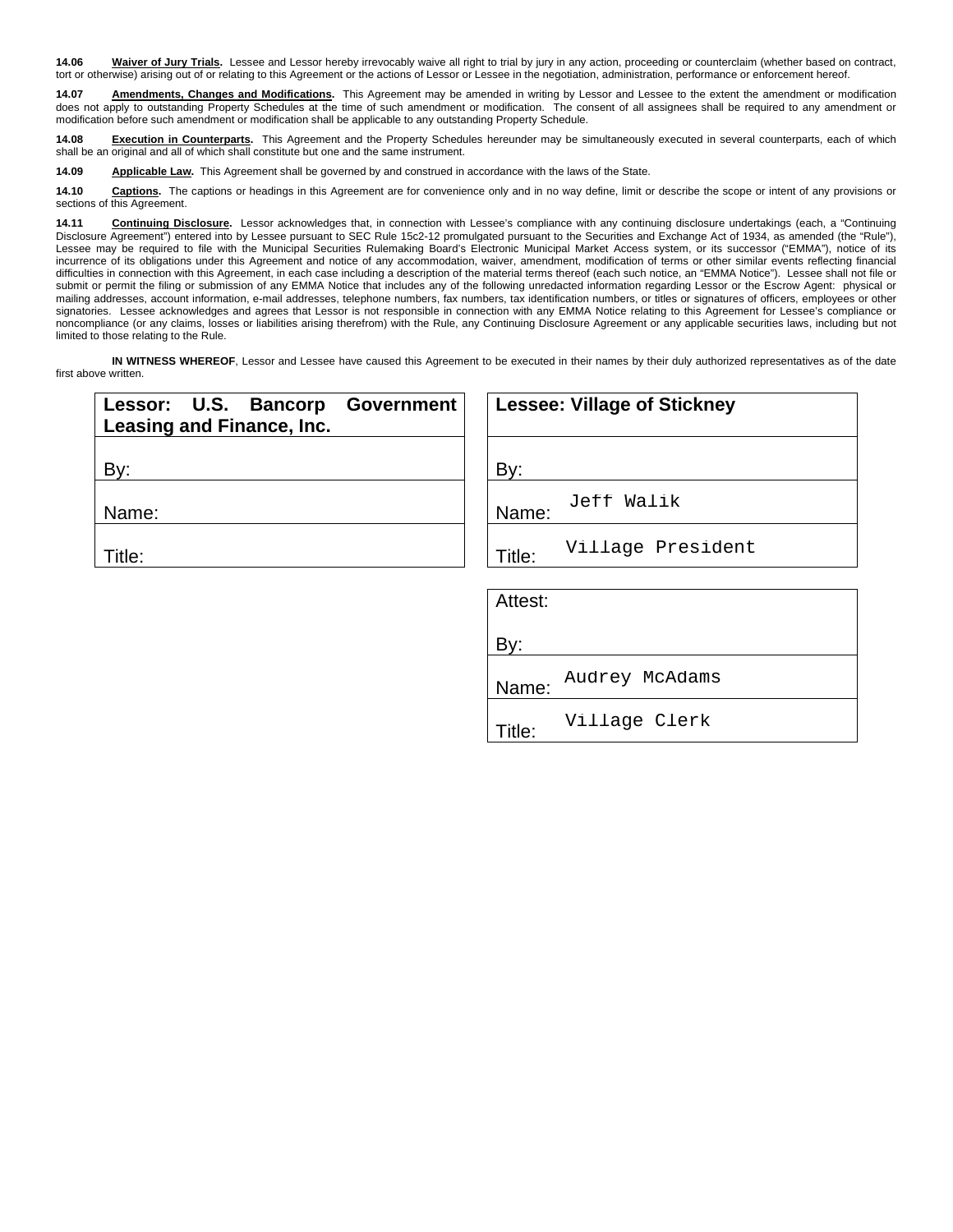**14.06 Waiver of Jury Trials.** Lessee and Lessor hereby irrevocably waive all right to trial by jury in any action, proceeding or counterclaim (whether based on contract, tort or otherwise) arising out of or relating to this Agreement or the actions of Lessor or Lessee in the negotiation, administration, performance or enforcement hereof.

**14.07 Amendments, Changes and Modifications.** This Agreement may be amended in writing by Lessor and Lessee to the extent the amendment or modification does not apply to outstanding Property Schedules at the time of such amendment or modification. The consent of all assignees shall be required to any amendment or modification before such amendment or modification shall be applicable to any outstanding Property Schedule.

**14.08 Execution in Counterparts.** This Agreement and the Property Schedules hereunder may be simultaneously executed in several counterparts, each of which shall be an original and all of which shall constitute but one and the same instrument.

**14.09 Applicable Law.** This Agreement shall be governed by and construed in accordance with the laws of the State.

**14.10 Captions.** The captions or headings in this Agreement are for convenience only and in no way define, limit or describe the scope or intent of any provisions or sections of this Agreement.

**14.11 Continuing Disclosure.** Lessor acknowledges that, in connection with Lessee's compliance with any continuing disclosure undertakings (each, a "Continuing Disclosure Agreement") entered into by Lessee pursuant to SEC Rule 15c2-12 promulgated pursuant to the Securities and Exchange Act of 1934, as amended (the "Rule"), Lessee may be required to file with the Municipal Securities Rulemaking Board's Electronic Municipal Market Access system, or its successor ("EMMA"), notice of its incurrence of its obligations under this Agreement and notice of any accommodation, waiver, amendment, modification of terms or other similar events reflecting financial difficulties in connection with this Agreement, in each case including a description of the material terms thereof (each such notice, an "EMMA Notice"). Lessee shall not file or submit or permit the filing or submission of any EMMA Notice that includes any of the following unredacted information regarding Lessor or the Escrow Agent: physical or mailing addresses, account information, e-mail addresses, telephone numbers, fax numbers, tax identification numbers, or titles or signatures of officers, employees or other signatories. Lessee acknowledges and agrees that Lessor is not responsible in connection with any EMMA Notice relating to this Agreement for Lessee's compliance or noncompliance (or any claims, losses or liabilities arising therefrom) with the Rule, any Continuing Disclosure Agreement or any applicable securities laws, including but not limited to those relating to the Rule.

**IN WITNESS WHEREOF**, Lessor and Lessee have caused this Agreement to be executed in their names by their duly authorized representatives as of the date first above written.

| **Lessor: U.S. Bancorp Government Leasing and Finance, Inc.** |
|---|
| By: |
| Name: |
| Title: |

| **Lessee: Village of Stickney** |
|---|
| By: |
| Name: Jeff Walik |
| Title: Village President |

| Attest: |
|---|
| By: |
| Name: Audrey McAdams |
| Title: Village Clerk |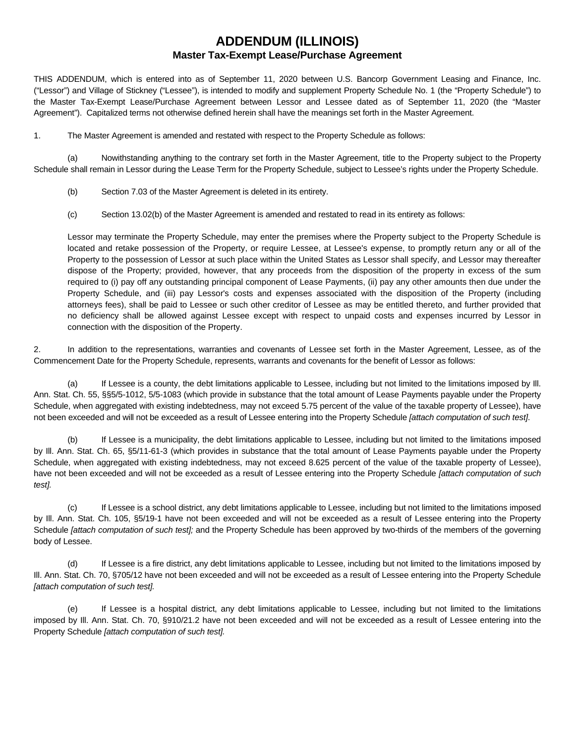# ADDENDUM (ILLINOIS)

## Master Tax-Exempt Lease/Purchase Agreement

THIS ADDENDUM, which is entered into as of September 11, 2020 between U.S. Bancorp Government Leasing and Finance, Inc. ("Lessor") and Village of Stickney ("Lessee"), is intended to modify and supplement Property Schedule No. 1 (the "Property Schedule") to the Master Tax-Exempt Lease/Purchase Agreement between Lessor and Lessee dated as of September 11, 2020 (the "Master Agreement"). Capitalized terms not otherwise defined herein shall have the meanings set forth in the Master Agreement.

1. The Master Agreement is amended and restated with respect to the Property Schedule as follows:

(a) Nowithstanding anything to the contrary set forth in the Master Agreement, title to the Property subject to the Property Schedule shall remain in Lessor during the Lease Term for the Property Schedule, subject to Lessee's rights under the Property Schedule.

(b) Section 7.03 of the Master Agreement is deleted in its entirety.

(c) Section 13.02(b) of the Master Agreement is amended and restated to read in its entirety as follows:

Lessor may terminate the Property Schedule, may enter the premises where the Property subject to the Property Schedule is located and retake possession of the Property, or require Lessee, at Lessee's expense, to promptly return any or all of the Property to the possession of Lessor at such place within the United States as Lessor shall specify, and Lessor may thereafter dispose of the Property; provided, however, that any proceeds from the disposition of the property in excess of the sum required to (i) pay off any outstanding principal component of Lease Payments, (ii) pay any other amounts then due under the Property Schedule, and (iii) pay Lessor's costs and expenses associated with the disposition of the Property (including attorneys fees), shall be paid to Lessee or such other creditor of Lessee as may be entitled thereto, and further provided that no deficiency shall be allowed against Lessee except with respect to unpaid costs and expenses incurred by Lessor in connection with the disposition of the Property.

2. In addition to the representations, warranties and covenants of Lessee set forth in the Master Agreement, Lessee, as of the Commencement Date for the Property Schedule, represents, warrants and covenants for the benefit of Lessor as follows:

(a) If Lessee is a county, the debt limitations applicable to Lessee, including but not limited to the limitations imposed by Ill. Ann. Stat. Ch. 55, §§5/5-1012, 5/5-1083 (which provide in substance that the total amount of Lease Payments payable under the Property Schedule, when aggregated with existing indebtedness, may not exceed 5.75 percent of the value of the taxable property of Lessee), have not been exceeded and will not be exceeded as a result of Lessee entering into the Property Schedule *[attach computation of such test]*.

(b) If Lessee is a municipality, the debt limitations applicable to Lessee, including but not limited to the limitations imposed by Ill. Ann. Stat. Ch. 65, §5/11-61-3 (which provides in substance that the total amount of Lease Payments payable under the Property Schedule, when aggregated with existing indebtedness, may not exceed 8.625 percent of the value of the taxable property of Lessee), have not been exceeded and will not be exceeded as a result of Lessee entering into the Property Schedule *[attach computation of such test].*

(c) If Lessee is a school district, any debt limitations applicable to Lessee, including but not limited to the limitations imposed by Ill. Ann. Stat. Ch. 105, §5/19-1 have not been exceeded and will not be exceeded as a result of Lessee entering into the Property Schedule *[attach computation of such test];* and the Property Schedule has been approved by two-thirds of the members of the governing body of Lessee.

(d) If Lessee is a fire district, any debt limitations applicable to Lessee, including but not limited to the limitations imposed by Ill. Ann. Stat. Ch. 70, §705/12 have not been exceeded and will not be exceeded as a result of Lessee entering into the Property Schedule *[attach computation of such test].*

(e) If Lessee is a hospital district, any debt limitations applicable to Lessee, including but not limited to the limitations imposed by Ill. Ann. Stat. Ch. 70, §910/21.2 have not been exceeded and will not be exceeded as a result of Lessee entering into the Property Schedule *[attach computation of such test].*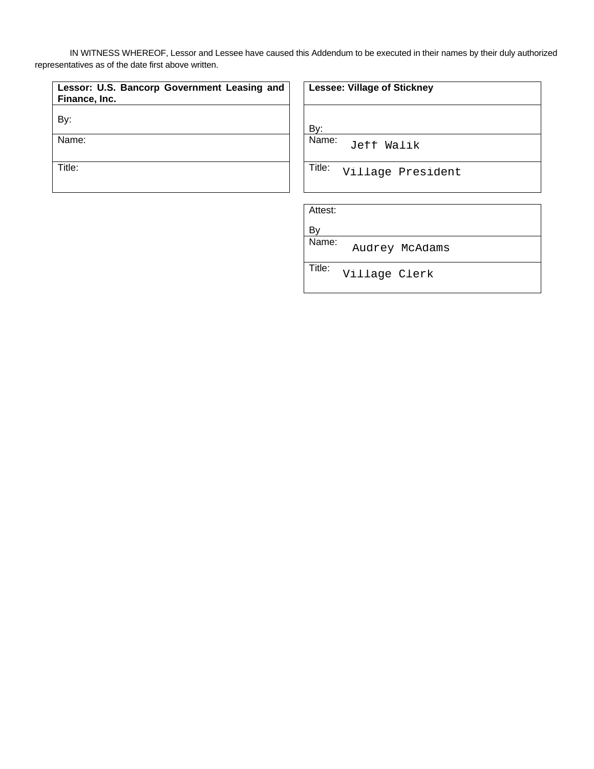IN WITNESS WHEREOF, Lessor and Lessee have caused this Addendum to be executed in their names by their duly authorized representatives as of the date first above written.

| **Lessor: U.S. Bancorp Government Leasing and Finance, Inc.** |
| --- |
| By: |
| Name: |
| Title: |

| **Lessee: Village of Stickney** |
| --- |
| By: |
| Name: Jeff Walik |
| Title: Village President |

| Attest: |
| --- |
| By |
| Name: Audrey McAdams |
| Title: Village Clerk |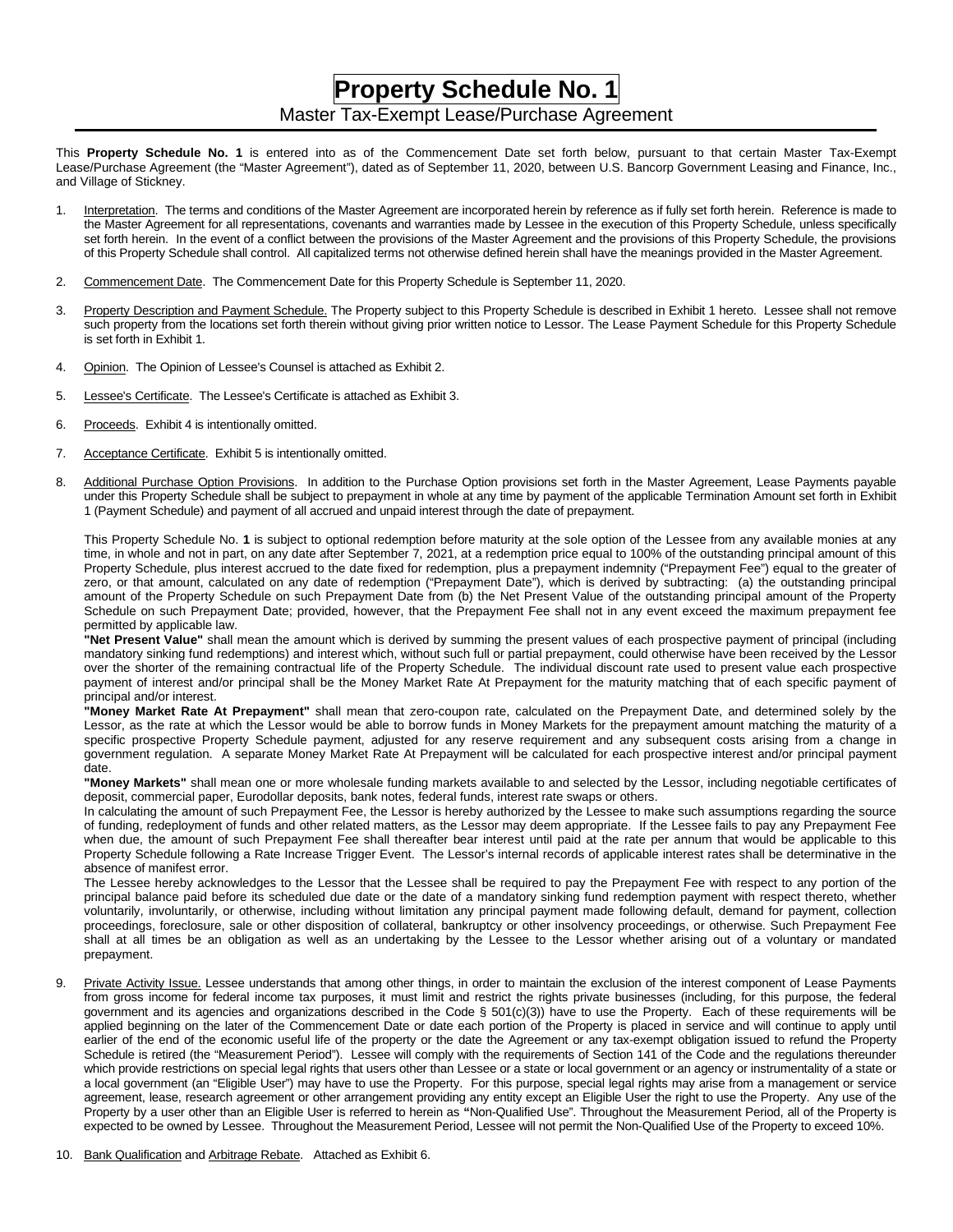# Property Schedule No. 1

## Master Tax-Exempt Lease/Purchase Agreement

This **Property Schedule No. 1** is entered into as of the Commencement Date set forth below, pursuant to that certain Master Tax-Exempt Lease/Purchase Agreement (the "Master Agreement"), dated as of September 11, 2020, between U.S. Bancorp Government Leasing and Finance, Inc., and Village of Stickney.

1. Interpretation. The terms and conditions of the Master Agreement are incorporated herein by reference as if fully set forth herein. Reference is made to the Master Agreement for all representations, covenants and warranties made by Lessee in the execution of this Property Schedule, unless specifically set forth herein. In the event of a conflict between the provisions of the Master Agreement and the provisions of this Property Schedule, the provisions of this Property Schedule shall control. All capitalized terms not otherwise defined herein shall have the meanings provided in the Master Agreement.

2. Commencement Date. The Commencement Date for this Property Schedule is September 11, 2020.

3. Property Description and Payment Schedule. The Property subject to this Property Schedule is described in Exhibit 1 hereto. Lessee shall not remove such property from the locations set forth therein without giving prior written notice to Lessor. The Lease Payment Schedule for this Property Schedule is set forth in Exhibit 1.

4. Opinion. The Opinion of Lessee's Counsel is attached as Exhibit 2.

5. Lessee's Certificate. The Lessee's Certificate is attached as Exhibit 3.

6. Proceeds. Exhibit 4 is intentionally omitted.

7. Acceptance Certificate. Exhibit 5 is intentionally omitted.

8. Additional Purchase Option Provisions. In addition to the Purchase Option provisions set forth in the Master Agreement, Lease Payments payable under this Property Schedule shall be subject to prepayment in whole at any time by payment of the applicable Termination Amount set forth in Exhibit 1 (Payment Schedule) and payment of all accrued and unpaid interest through the date of prepayment.

   This Property Schedule No. **1** is subject to optional redemption before maturity at the sole option of the Lessee from any available monies at any time, in whole and not in part, on any date after September 7, 2021, at a redemption price equal to 100% of the outstanding principal amount of this Property Schedule, plus interest accrued to the date fixed for redemption, plus a prepayment indemnity ("Prepayment Fee") equal to the greater of zero, or that amount, calculated on any date of redemption ("Prepayment Date"), which is derived by subtracting: (a) the outstanding principal amount of the Property Schedule on such Prepayment Date from (b) the Net Present Value of the outstanding principal amount of the Property Schedule on such Prepayment Date; provided, however, that the Prepayment Fee shall not in any event exceed the maximum prepayment fee permitted by applicable law.

   **"Net Present Value"** shall mean the amount which is derived by summing the present values of each prospective payment of principal (including mandatory sinking fund redemptions) and interest which, without such full or partial prepayment, could otherwise have been received by the Lessor over the shorter of the remaining contractual life of the Property Schedule. The individual discount rate used to present value each prospective payment of interest and/or principal shall be the Money Market Rate At Prepayment for the maturity matching that of each specific payment of principal and/or interest.

   **"Money Market Rate At Prepayment"** shall mean that zero-coupon rate, calculated on the Prepayment Date, and determined solely by the Lessor, as the rate at which the Lessor would be able to borrow funds in Money Markets for the prepayment amount matching the maturity of a specific prospective Property Schedule payment, adjusted for any reserve requirement and any subsequent costs arising from a change in government regulation. A separate Money Market Rate At Prepayment will be calculated for each prospective interest and/or principal payment date.

   **"Money Markets"** shall mean one or more wholesale funding markets available to and selected by the Lessor, including negotiable certificates of deposit, commercial paper, Eurodollar deposits, bank notes, federal funds, interest rate swaps or others.

   In calculating the amount of such Prepayment Fee, the Lessor is hereby authorized by the Lessee to make such assumptions regarding the source of funding, redeployment of funds and other related matters, as the Lessor may deem appropriate. If the Lessee fails to pay any Prepayment Fee when due, the amount of such Prepayment Fee shall thereafter bear interest until paid at the rate per annum that would be applicable to this Property Schedule following a Rate Increase Trigger Event. The Lessor's internal records of applicable interest rates shall be determinative in the absence of manifest error.

   The Lessee hereby acknowledges to the Lessor that the Lessee shall be required to pay the Prepayment Fee with respect to any portion of the principal balance paid before its scheduled due date or the date of a mandatory sinking fund redemption payment with respect thereto, whether voluntarily, involuntarily, or otherwise, including without limitation any principal payment made following default, demand for payment, collection proceedings, foreclosure, sale or other disposition of collateral, bankruptcy or other insolvency proceedings, or otherwise. Such Prepayment Fee shall at all times be an obligation as well as an undertaking by the Lessee to the Lessor whether arising out of a voluntary or mandated prepayment.

9. Private Activity Issue. Lessee understands that among other things, in order to maintain the exclusion of the interest component of Lease Payments from gross income for federal income tax purposes, it must limit and restrict the rights private businesses (including, for this purpose, the federal government and its agencies and organizations described in the Code § 501(c)(3)) have to use the Property. Each of these requirements will be applied beginning on the later of the Commencement Date or date each portion of the Property is placed in service and will continue to apply until earlier of the end of the economic useful life of the property or the date the Agreement or any tax-exempt obligation issued to refund the Property Schedule is retired (the "Measurement Period"). Lessee will comply with the requirements of Section 141 of the Code and the regulations thereunder which provide restrictions on special legal rights that users other than Lessee or a state or local government or an agency or instrumentality of a state or a local government (an "Eligible User") may have to use the Property. For this purpose, special legal rights may arise from a management or service agreement, lease, research agreement or other arrangement providing any entity except an Eligible User the right to use the Property. Any use of the Property by a user other than an Eligible User is referred to herein as "Non-Qualified Use". Throughout the Measurement Period, all of the Property is expected to be owned by Lessee. Throughout the Measurement Period, Lessee will not permit the Non-Qualified Use of the Property to exceed 10%.

10. Bank Qualification and Arbitrage Rebate. Attached as Exhibit 6.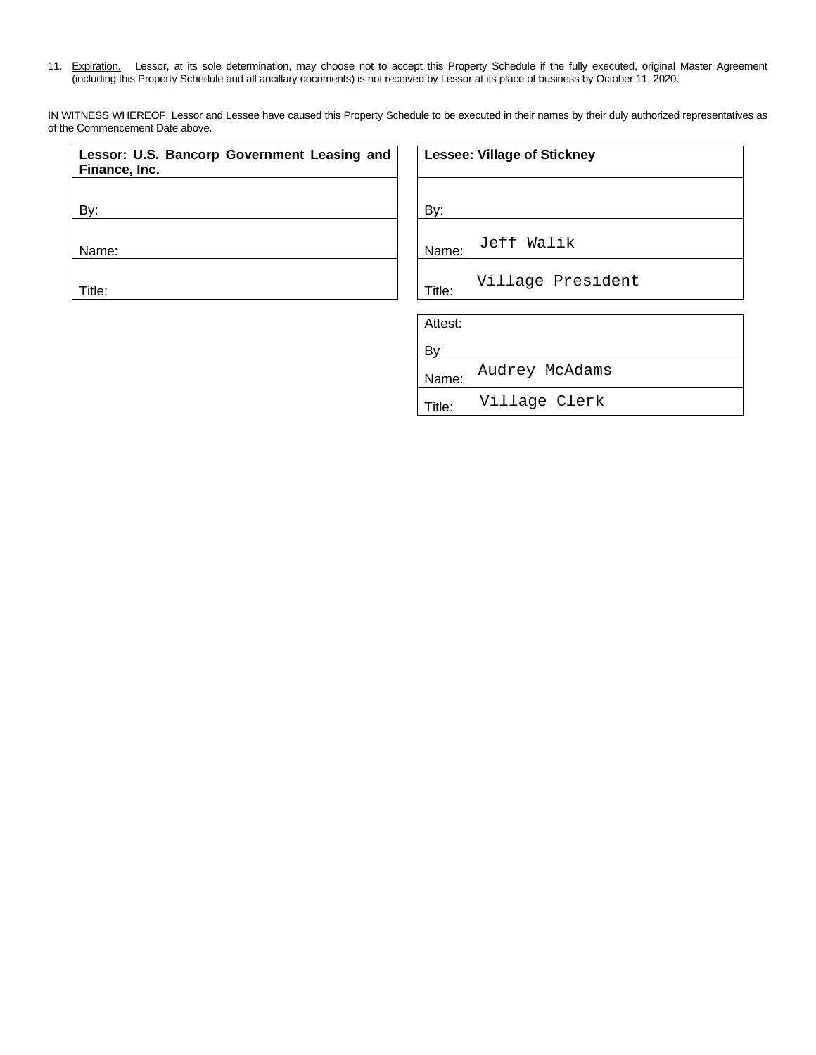11. Expiration. Lessor, at its sole determination, may choose not to accept this Property Schedule if the fully executed, original Master Agreement (including this Property Schedule and all ancillary documents) is not received by Lessor at its place of business by October 11, 2020.

IN WITNESS WHEREOF, Lessor and Lessee have caused this Property Schedule to be executed in their names by their duly authorized representatives as of the Commencement Date above.

| **Lessor: U.S. Bancorp Government Leasing and Finance, Inc.** |
| --- |
| By: |
| Name: |
| Title: |

| **Lessee: Village of Stickney** |
| --- |
| By: |
| Name: Jeff Walik |
| Title: Village President |

| Attest: By |
| --- |
| Name: Audrey McAdams |
| Title: Village Clerk |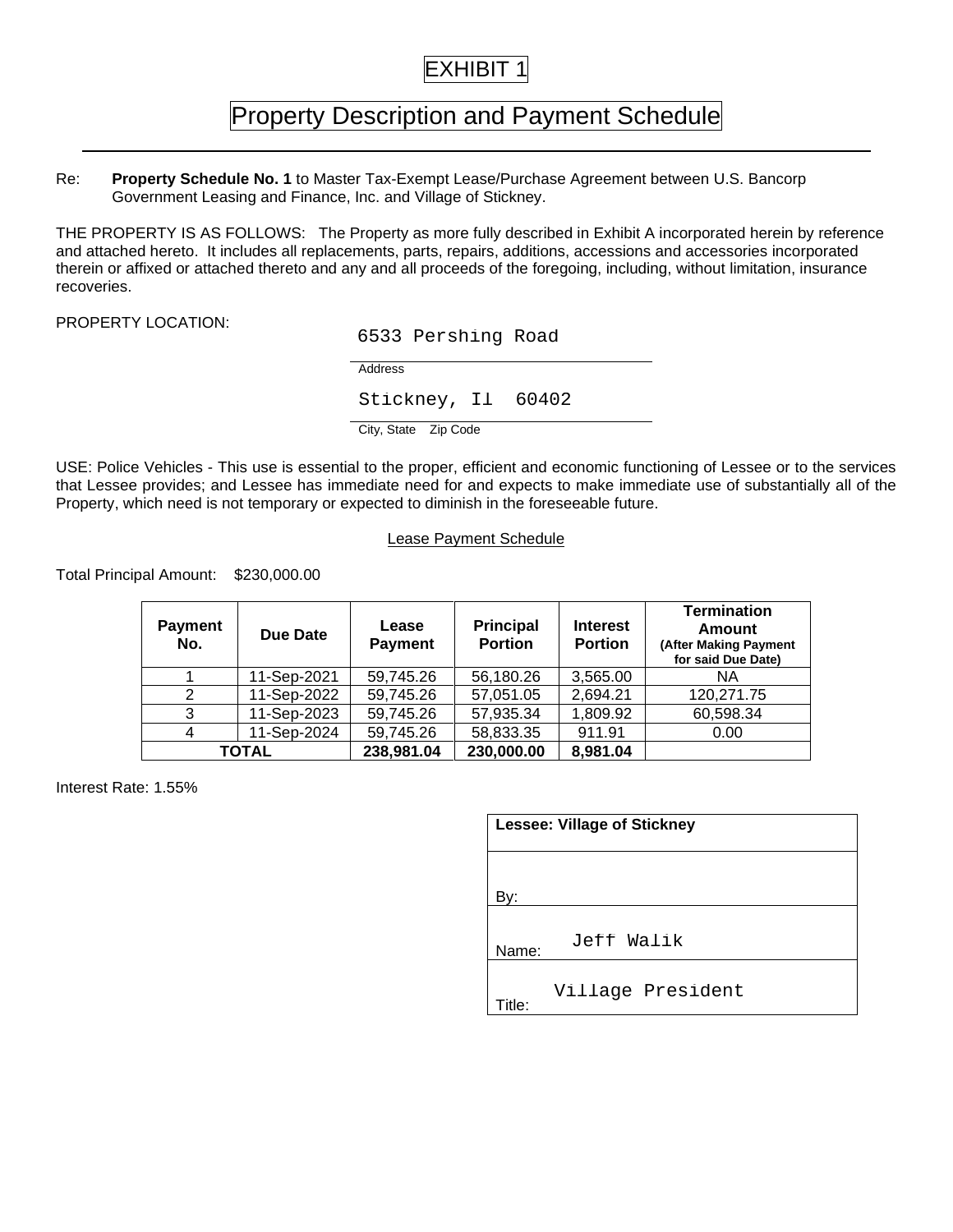# EXHIBIT 1

## Property Description and Payment Schedule

---

Re: **Property Schedule No. 1** to Master Tax-Exempt Lease/Purchase Agreement between U.S. Bancorp Government Leasing and Finance, Inc. and Village of Stickney.

THE PROPERTY IS AS FOLLOWS: The Property as more fully described in Exhibit A incorporated herein by reference and attached hereto. It includes all replacements, parts, repairs, additions, accessions and accessories incorporated therein or affixed or attached thereto and any and all proceeds of the foregoing, including, without limitation, insurance recoveries.

PROPERTY LOCATION:

6533 Pershing Road
Address

Stickney, Il 60402
City, State Zip Code

USE: Police Vehicles - This use is essential to the proper, efficient and economic functioning of Lessee or to the services that Lessee provides; and Lessee has immediate need for and expects to make immediate use of substantially all of the Property, which need is not temporary or expected to diminish in the foreseeable future.

Lease Payment Schedule

Total Principal Amount: $230,000.00

| Payment No. | Due Date | Lease Payment | Principal Portion | Interest Portion | Termination Amount (After Making Payment for said Due Date) |
|---|---|---|---|---|---|
| 1 | 11-Sep-2021 | 59,745.26 | 56,180.26 | 3,565.00 | NA |
| 2 | 11-Sep-2022 | 59,745.26 | 57,051.05 | 2,694.21 | 120,271.75 |
| 3 | 11-Sep-2023 | 59,745.26 | 57,935.34 | 1,809.92 | 60,598.34 |
| 4 | 11-Sep-2024 | 59,745.26 | 58,833.35 | 911.91 | 0.00 |
| **TOTAL** | | **238,981.04** | **230,000.00** | **8,981.04** | |

Interest Rate: 1.55%

| **Lessee: Village of Stickney** |
|---|
| By: |
| Name: Jeff Walik |
| Title: Village President |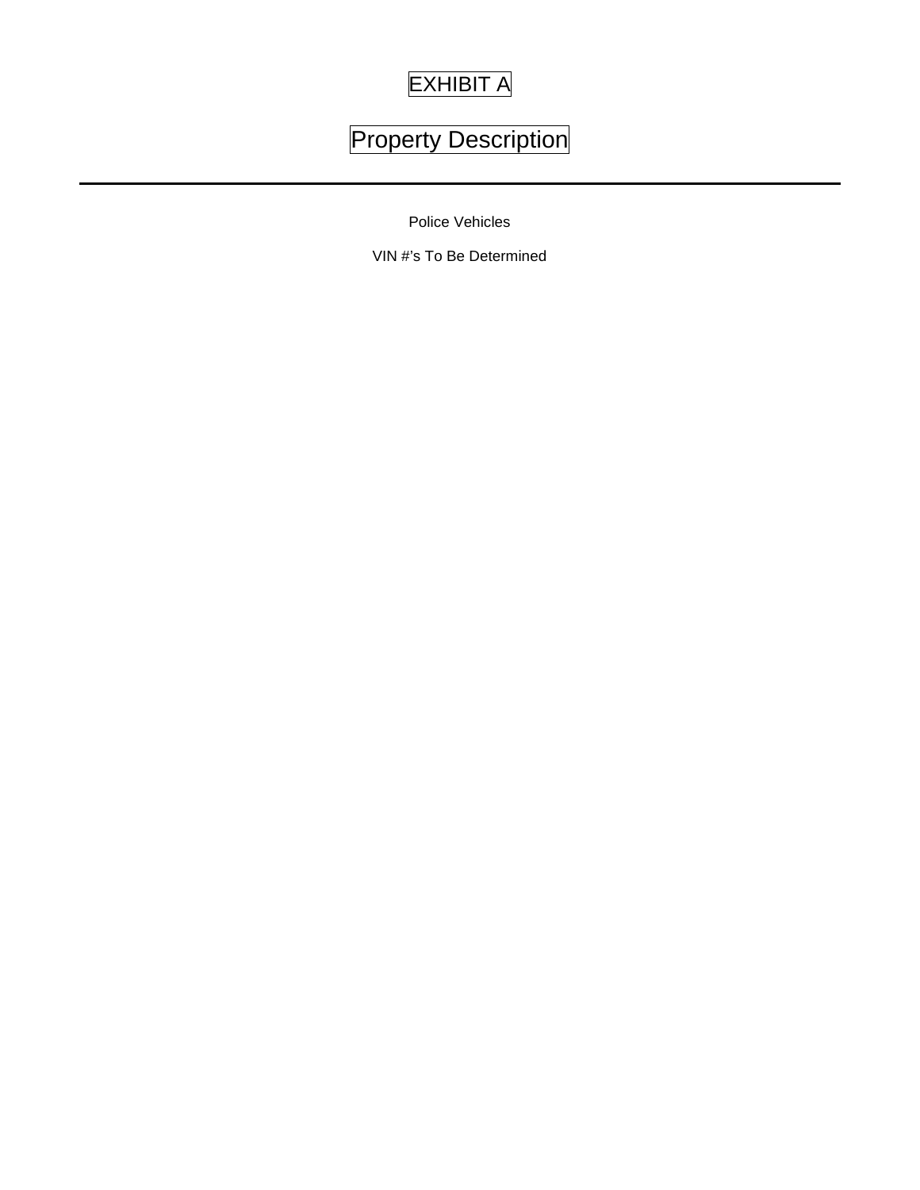# EXHIBIT A

## Property Description

---

Police Vehicles

VIN #'s To Be Determined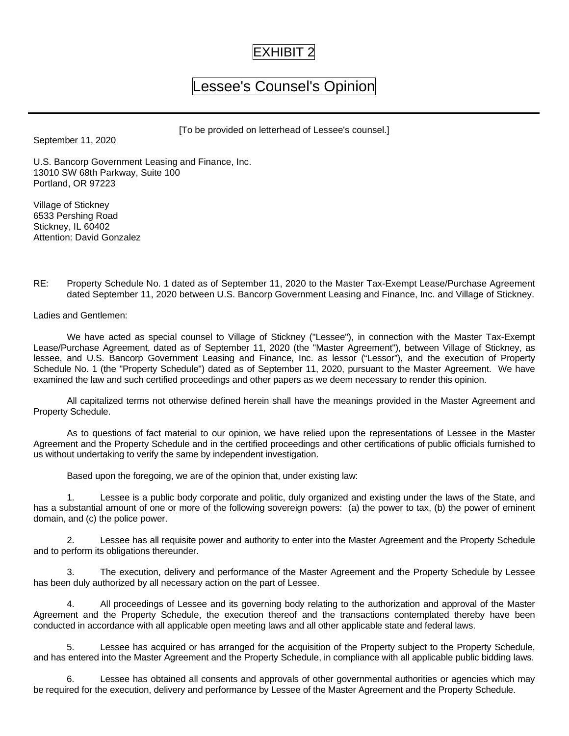# EXHIBIT 2

## Lessee's Counsel's Opinion

[To be provided on letterhead of Lessee's counsel.]

September 11, 2020

U.S. Bancorp Government Leasing and Finance, Inc.
13010 SW 68th Parkway, Suite 100
Portland, OR 97223

Village of Stickney
6533 Pershing Road
Stickney, IL 60402
Attention: David Gonzalez

RE: Property Schedule No. 1 dated as of September 11, 2020 to the Master Tax-Exempt Lease/Purchase Agreement dated September 11, 2020 between U.S. Bancorp Government Leasing and Finance, Inc. and Village of Stickney.

Ladies and Gentlemen:

We have acted as special counsel to Village of Stickney ("Lessee"), in connection with the Master Tax-Exempt Lease/Purchase Agreement, dated as of September 11, 2020 (the "Master Agreement"), between Village of Stickney, as lessee, and U.S. Bancorp Government Leasing and Finance, Inc. as lessor ("Lessor"), and the execution of Property Schedule No. 1 (the "Property Schedule") dated as of September 11, 2020, pursuant to the Master Agreement. We have examined the law and such certified proceedings and other papers as we deem necessary to render this opinion.

All capitalized terms not otherwise defined herein shall have the meanings provided in the Master Agreement and Property Schedule.

As to questions of fact material to our opinion, we have relied upon the representations of Lessee in the Master Agreement and the Property Schedule and in the certified proceedings and other certifications of public officials furnished to us without undertaking to verify the same by independent investigation.

Based upon the foregoing, we are of the opinion that, under existing law:

1. Lessee is a public body corporate and politic, duly organized and existing under the laws of the State, and has a substantial amount of one or more of the following sovereign powers: (a) the power to tax, (b) the power of eminent domain, and (c) the police power.

2. Lessee has all requisite power and authority to enter into the Master Agreement and the Property Schedule and to perform its obligations thereunder.

3. The execution, delivery and performance of the Master Agreement and the Property Schedule by Lessee has been duly authorized by all necessary action on the part of Lessee.

4. All proceedings of Lessee and its governing body relating to the authorization and approval of the Master Agreement and the Property Schedule, the execution thereof and the transactions contemplated thereby have been conducted in accordance with all applicable open meeting laws and all other applicable state and federal laws.

5. Lessee has acquired or has arranged for the acquisition of the Property subject to the Property Schedule, and has entered into the Master Agreement and the Property Schedule, in compliance with all applicable public bidding laws.

6. Lessee has obtained all consents and approvals of other governmental authorities or agencies which may be required for the execution, delivery and performance by Lessee of the Master Agreement and the Property Schedule.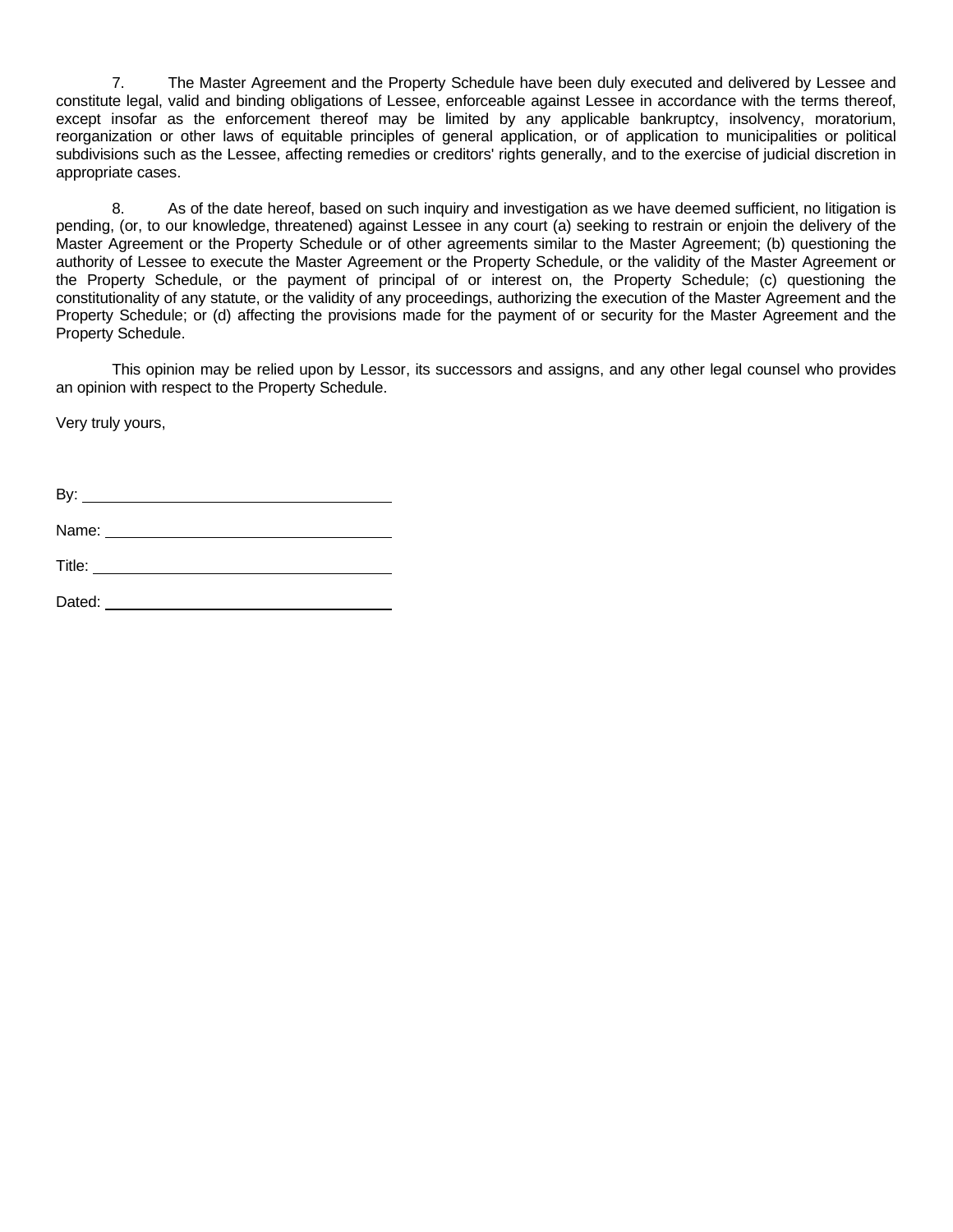7. The Master Agreement and the Property Schedule have been duly executed and delivered by Lessee and constitute legal, valid and binding obligations of Lessee, enforceable against Lessee in accordance with the terms thereof, except insofar as the enforcement thereof may be limited by any applicable bankruptcy, insolvency, moratorium, reorganization or other laws of equitable principles of general application, or of application to municipalities or political subdivisions such as the Lessee, affecting remedies or creditors' rights generally, and to the exercise of judicial discretion in appropriate cases.

8. As of the date hereof, based on such inquiry and investigation as we have deemed sufficient, no litigation is pending, (or, to our knowledge, threatened) against Lessee in any court (a) seeking to restrain or enjoin the delivery of the Master Agreement or the Property Schedule or of other agreements similar to the Master Agreement; (b) questioning the authority of Lessee to execute the Master Agreement or the Property Schedule, or the validity of the Master Agreement or the Property Schedule, or the payment of principal of or interest on, the Property Schedule; (c) questioning the constitutionality of any statute, or the validity of any proceedings, authorizing the execution of the Master Agreement and the Property Schedule; or (d) affecting the provisions made for the payment of or security for the Master Agreement and the Property Schedule.

This opinion may be relied upon by Lessor, its successors and assigns, and any other legal counsel who provides an opinion with respect to the Property Schedule.

Very truly yours,

By: ___________________________________

Name: ___________________________________

Title: ___________________________________

Dated: ___________________________________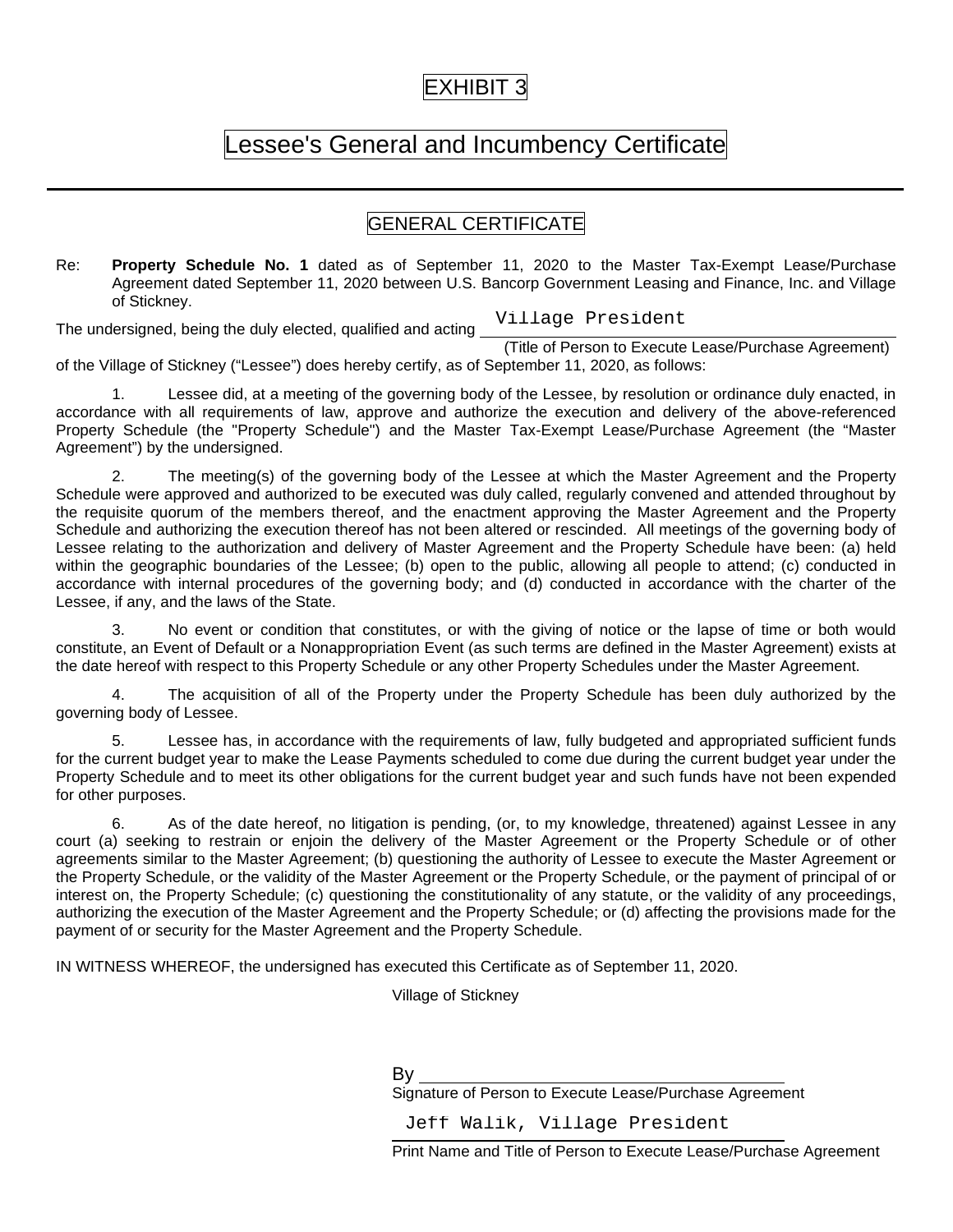# EXHIBIT 3

## Lessee's General and Incumbency Certificate

### GENERAL CERTIFICATE

Re: **Property Schedule No. 1** dated as of September 11, 2020 to the Master Tax-Exempt Lease/Purchase Agreement dated September 11, 2020 between U.S. Bancorp Government Leasing and Finance, Inc. and Village of Stickney.

The undersigned, being the duly elected, qualified and acting Village President
(Title of Person to Execute Lease/Purchase Agreement)
of the Village of Stickney ("Lessee") does hereby certify, as of September 11, 2020, as follows:

1. Lessee did, at a meeting of the governing body of the Lessee, by resolution or ordinance duly enacted, in accordance with all requirements of law, approve and authorize the execution and delivery of the above-referenced Property Schedule (the "Property Schedule") and the Master Tax-Exempt Lease/Purchase Agreement (the "Master Agreement") by the undersigned.

2. The meeting(s) of the governing body of the Lessee at which the Master Agreement and the Property Schedule were approved and authorized to be executed was duly called, regularly convened and attended throughout by the requisite quorum of the members thereof, and the enactment approving the Master Agreement and the Property Schedule and authorizing the execution thereof has not been altered or rescinded. All meetings of the governing body of Lessee relating to the authorization and delivery of Master Agreement and the Property Schedule have been: (a) held within the geographic boundaries of the Lessee; (b) open to the public, allowing all people to attend; (c) conducted in accordance with internal procedures of the governing body; and (d) conducted in accordance with the charter of the Lessee, if any, and the laws of the State.

3. No event or condition that constitutes, or with the giving of notice or the lapse of time or both would constitute, an Event of Default or a Nonappropriation Event (as such terms are defined in the Master Agreement) exists at the date hereof with respect to this Property Schedule or any other Property Schedules under the Master Agreement.

4. The acquisition of all of the Property under the Property Schedule has been duly authorized by the governing body of Lessee.

5. Lessee has, in accordance with the requirements of law, fully budgeted and appropriated sufficient funds for the current budget year to make the Lease Payments scheduled to come due during the current budget year under the Property Schedule and to meet its other obligations for the current budget year and such funds have not been expended for other purposes.

6. As of the date hereof, no litigation is pending, (or, to my knowledge, threatened) against Lessee in any court (a) seeking to restrain or enjoin the delivery of the Master Agreement or the Property Schedule or of other agreements similar to the Master Agreement; (b) questioning the authority of Lessee to execute the Master Agreement or the Property Schedule, or the validity of the Master Agreement or the Property Schedule, or the payment of principal of or interest on, the Property Schedule; (c) questioning the constitutionality of any statute, or the validity of any proceedings, authorizing the execution of the Master Agreement and the Property Schedule; or (d) affecting the provisions made for the payment of or security for the Master Agreement and the Property Schedule.

IN WITNESS WHEREOF, the undersigned has executed this Certificate as of September 11, 2020.

Village of Stickney

By \_\_\_\_\_\_\_\_\_\_\_\_\_\_\_\_\_\_\_\_\_\_\_\_\_\_\_\_\_\_\_\_\_\_\_\_
Signature of Person to Execute Lease/Purchase Agreement

Jeff Walik, Village President
Print Name and Title of Person to Execute Lease/Purchase Agreement